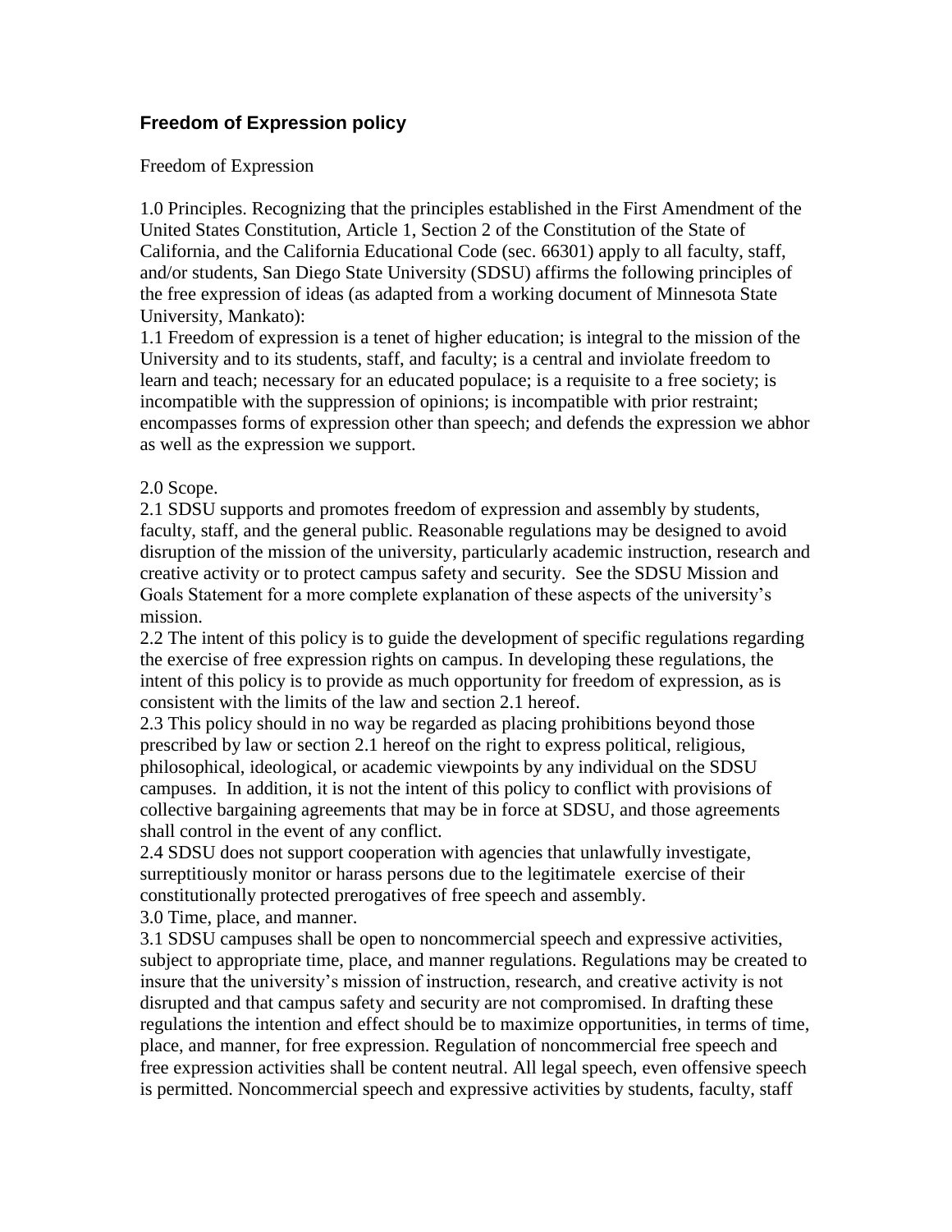# Freedom of Expression policy

Freedom of Expression

1.0 Principles. Recognizing that the principles established in the First Amendment of the United States Constitution, Article 1, Section 2 of the Constitution of the State of California, and the California Educational Code (sec. 66301) apply to all faculty, staff, and/or students, San Diego State University (SDSU) affirms the following principles of the free expression of ideas (as adapted from a working document of Minnesota State University, Mankato):

1.1 Freedom of expression is a tenet of higher education; is integral to the mission of the University and to its students, staff, and faculty; is a central and inviolate freedom to learn and teach; necessary for an educated populace; is a requisite to a free society; is incompatible with the suppression of opinions; is incompatible with prior restraint; encompasses forms of expression other than speech; and defends the expression we abhor as well as the expression we support.

2.0 Scope.

2.1 SDSU supports and promotes freedom of expression and assembly by students, faculty, staff, and the general public. Reasonable regulations may be designed to avoid disruption of the mission of the university, particularly academic instruction, research and creative activity or to protect campus safety and security. See the SDSU Mission and Goals Statement for a more complete explanation of these aspects of the university's mission.

2.2 The intent of this policy is to guide the development of specific regulations regarding the exercise of free expression rights on campus. In developing these regulations, the intent of this policy is to provide as much opportunity for freedom of expression, as is consistent with the limits of the law and section 2.1 hereof.

2.3 This policy should in no way be regarded as placing prohibitions beyond those prescribed by law or section 2.1 hereof on the right to express political, religious, philosophical, ideological, or academic viewpoints by any individual on the SDSU campuses. In addition, it is not the intent of this policy to conflict with provisions of collective bargaining agreements that may be in force at SDSU, and those agreements shall control in the event of any conflict.

2.4 SDSU does not support cooperation with agencies that unlawfully investigate, surreptitiously monitor or harass persons due to the legitimatele exercise of their constitutionally protected prerogatives of free speech and assembly.

3.0 Time, place, and manner.

3.1 SDSU campuses shall be open to noncommercial speech and expressive activities, subject to appropriate time, place, and manner regulations. Regulations may be created to insure that the university's mission of instruction, research, and creative activity is not disrupted and that campus safety and security are not compromised. In drafting these regulations the intention and effect should be to maximize opportunities, in terms of time, place, and manner, for free expression. Regulation of noncommercial free speech and free expression activities shall be content neutral. All legal speech, even offensive speech is permitted. Noncommercial speech and expressive activities by students, faculty, staff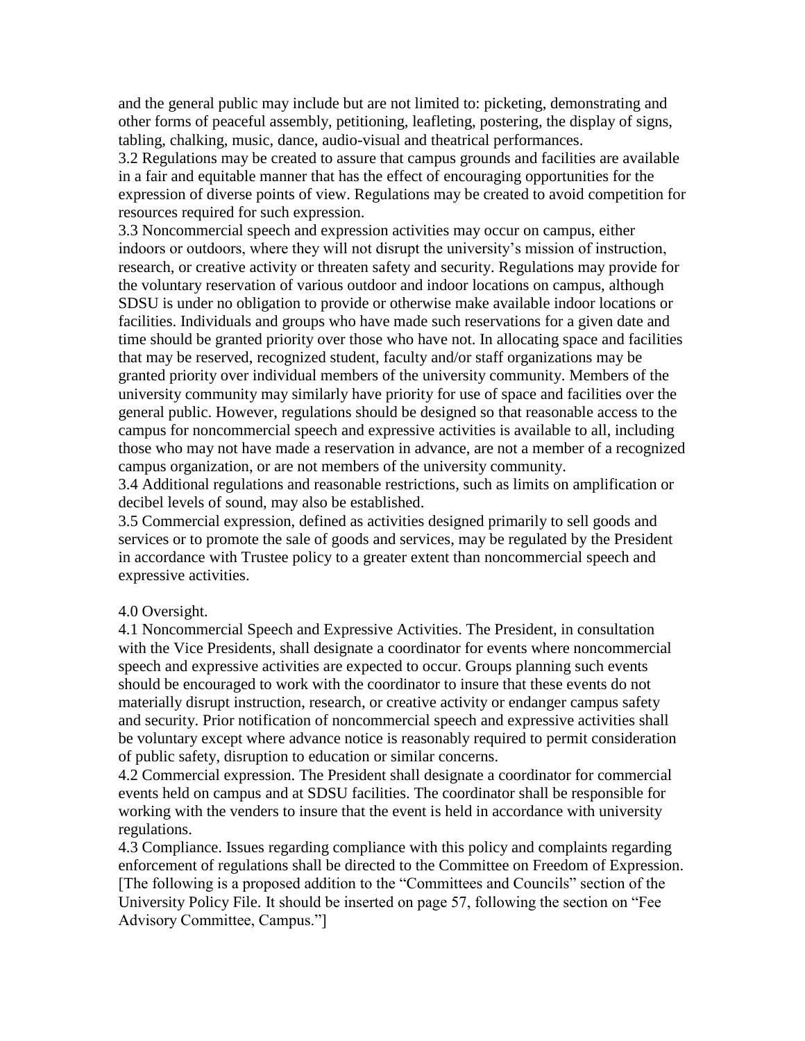and the general public may include but are not limited to: picketing, demonstrating and other forms of peaceful assembly, petitioning, leafleting, postering, the display of signs, tabling, chalking, music, dance, audio-visual and theatrical performances.

3.2 Regulations may be created to assure that campus grounds and facilities are available in a fair and equitable manner that has the effect of encouraging opportunities for the expression of diverse points of view. Regulations may be created to avoid competition for resources required for such expression.

3.3 Noncommercial speech and expression activities may occur on campus, either indoors or outdoors, where they will not disrupt the university's mission of instruction, research, or creative activity or threaten safety and security. Regulations may provide for the voluntary reservation of various outdoor and indoor locations on campus, although SDSU is under no obligation to provide or otherwise make available indoor locations or facilities. Individuals and groups who have made such reservations for a given date and time should be granted priority over those who have not. In allocating space and facilities that may be reserved, recognized student, faculty and/or staff organizations may be granted priority over individual members of the university community. Members of the university community may similarly have priority for use of space and facilities over the general public. However, regulations should be designed so that reasonable access to the campus for noncommercial speech and expressive activities is available to all, including those who may not have made a reservation in advance, are not a member of a recognized campus organization, or are not members of the university community.

3.4 Additional regulations and reasonable restrictions, such as limits on amplification or decibel levels of sound, may also be established.

3.5 Commercial expression, defined as activities designed primarily to sell goods and services or to promote the sale of goods and services, may be regulated by the President in accordance with Trustee policy to a greater extent than noncommercial speech and expressive activities.

4.0 Oversight.

4.1 Noncommercial Speech and Expressive Activities. The President, in consultation with the Vice Presidents, shall designate a coordinator for events where noncommercial speech and expressive activities are expected to occur. Groups planning such events should be encouraged to work with the coordinator to insure that these events do not materially disrupt instruction, research, or creative activity or endanger campus safety and security. Prior notification of noncommercial speech and expressive activities shall be voluntary except where advance notice is reasonably required to permit consideration of public safety, disruption to education or similar concerns.

4.2 Commercial expression. The President shall designate a coordinator for commercial events held on campus and at SDSU facilities. The coordinator shall be responsible for working with the venders to insure that the event is held in accordance with university regulations.

4.3 Compliance. Issues regarding compliance with this policy and complaints regarding enforcement of regulations shall be directed to the Committee on Freedom of Expression.

[The following is a proposed addition to the "Committees and Councils" section of the University Policy File. It should be inserted on page 57, following the section on "Fee Advisory Committee, Campus."]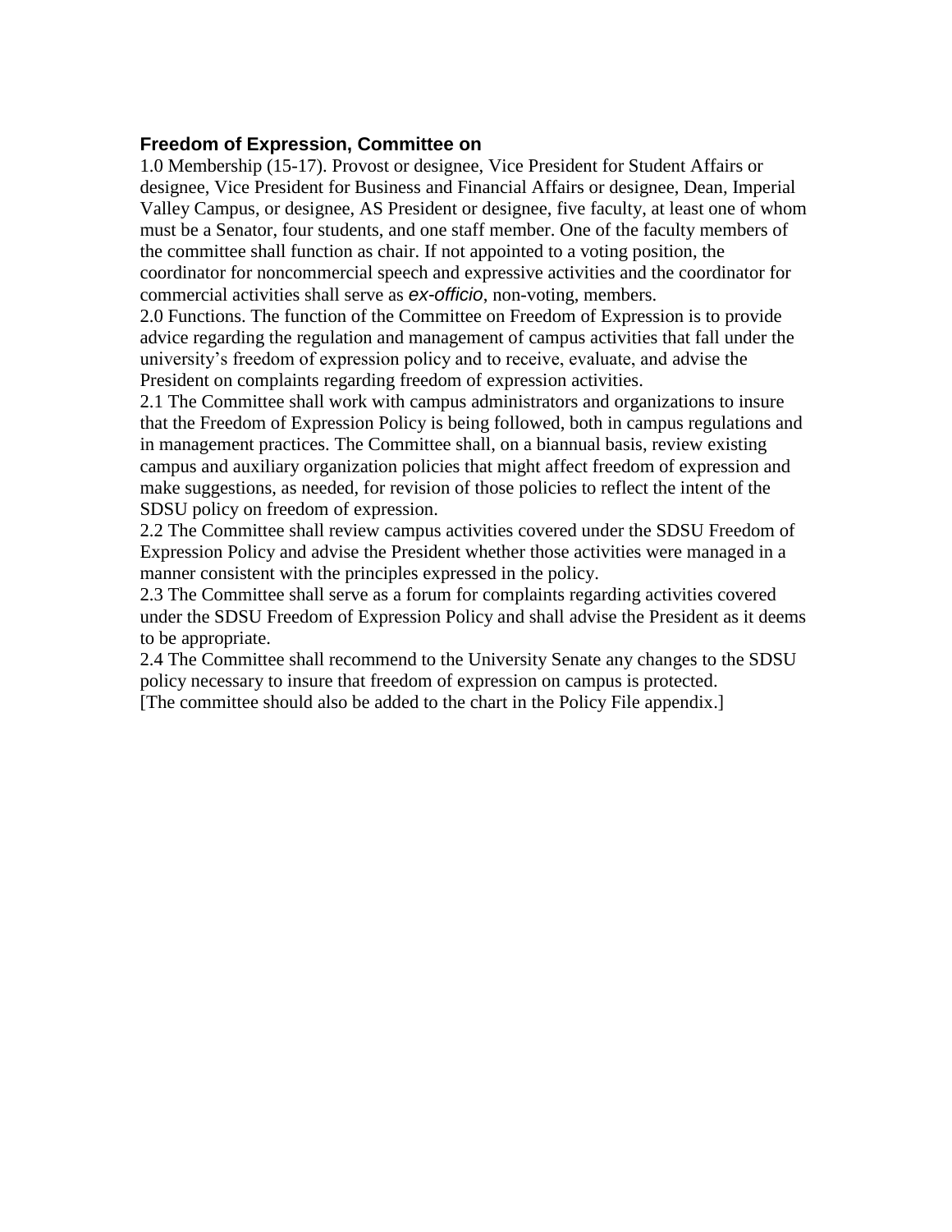**Freedom of Expression, Committee on**

1.0 Membership (15-17). Provost or designee, Vice President for Student Affairs or designee, Vice President for Business and Financial Affairs or designee, Dean, Imperial Valley Campus, or designee, AS President or designee, five faculty, at least one of whom must be a Senator, four students, and one staff member. One of the faculty members of the committee shall function as chair. If not appointed to a voting position, the coordinator for noncommercial speech and expressive activities and the coordinator for commercial activities shall serve as *ex-officio*, non-voting, members.

2.0 Functions. The function of the Committee on Freedom of Expression is to provide advice regarding the regulation and management of campus activities that fall under the university's freedom of expression policy and to receive, evaluate, and advise the President on complaints regarding freedom of expression activities.

2.1 The Committee shall work with campus administrators and organizations to insure that the Freedom of Expression Policy is being followed, both in campus regulations and in management practices. The Committee shall, on a biannual basis, review existing campus and auxiliary organization policies that might affect freedom of expression and make suggestions, as needed, for revision of those policies to reflect the intent of the SDSU policy on freedom of expression.

2.2 The Committee shall review campus activities covered under the SDSU Freedom of Expression Policy and advise the President whether those activities were managed in a manner consistent with the principles expressed in the policy.

2.3 The Committee shall serve as a forum for complaints regarding activities covered under the SDSU Freedom of Expression Policy and shall advise the President as it deems to be appropriate.

2.4 The Committee shall recommend to the University Senate any changes to the SDSU policy necessary to insure that freedom of expression on campus is protected.

[The committee should also be added to the chart in the Policy File appendix.]